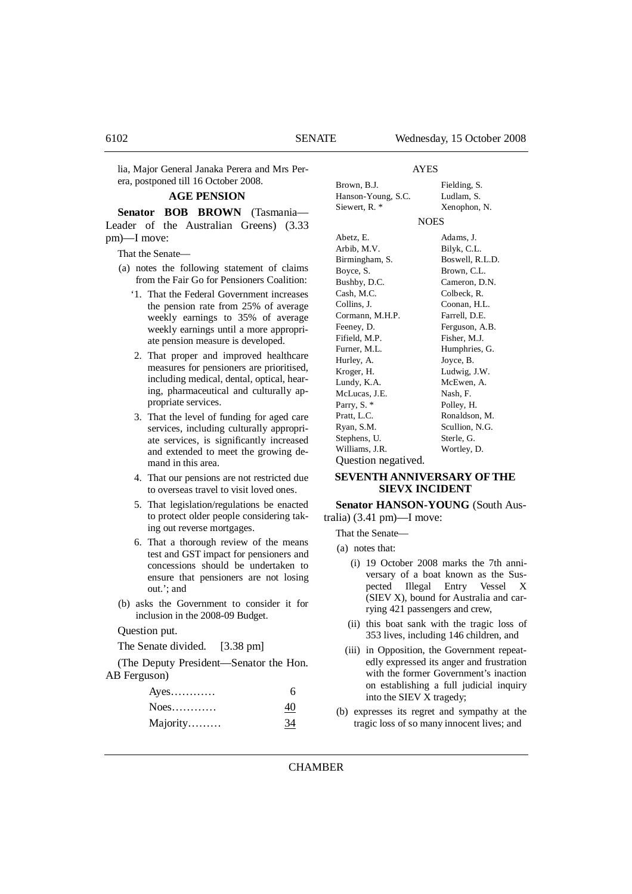lia, Major General Janaka Perera and Mrs Perera, postponed till 16 October 2008.

## AGE PENSION

**Senator BOB BROWN** (Tasmania—Leader of the Australian Greens) (3.33 pm)—I move:

That the Senate—

(a) notes the following statement of claims from the Fair Go for Pensioners Coalition:

'1. That the Federal Government increases the pension rate from 25% of average weekly earnings to 35% of average weekly earnings until a more appropriate pension measure is developed.

2. That proper and improved healthcare measures for pensioners are prioritised, including medical, dental, optical, hearing, pharmaceutical and culturally appropriate services.

3. That the level of funding for aged care services, including culturally appropriate services, is significantly increased and extended to meet the growing demand in this area.

4. That our pensions are not restricted due to overseas travel to visit loved ones.

5. That legislation/regulations be enacted to protect older people considering taking out reverse mortgages.

6. That a thorough review of the means test and GST impact for pensioners and concessions should be undertaken to ensure that pensioners are not losing out.'; and

(b) asks the Government to consider it for inclusion in the 2008-09 Budget.

Question put.

The Senate divided. [3.38 pm]

(The Deputy President—Senator the Hon. AB Ferguson)

| | |
|---|---|
| Ayes………… | 6 |
| Noes………… | 40 |
| Majority……… | 34 |

AYES

| | |
|---|---|
| Brown, B.J. | Fielding, S. |
| Hanson-Young, S.C. | Ludlam, S. |
| Siewert, R. * | Xenophon, N. |

NOES

| | |
|---|---|
| Abetz, E. | Adams, J. |
| Arbib, M.V. | Bilyk, C.L. |
| Birmingham, S. | Boswell, R.L.D. |
| Boyce, S. | Brown, C.L. |
| Bushby, D.C. | Cameron, D.N. |
| Cash, M.C. | Colbeck, R. |
| Collins, J. | Coonan, H.L. |
| Cormann, M.H.P. | Farrell, D.E. |
| Feeney, D. | Ferguson, A.B. |
| Fifield, M.P. | Fisher, M.J. |
| Furner, M.L. | Humphries, G. |
| Hurley, A. | Joyce, B. |
| Kroger, H. | Ludwig, J.W. |
| Lundy, K.A. | McEwen, A. |
| McLucas, J.E. | Nash, F. |
| Parry, S. * | Polley, H. |
| Pratt, L.C. | Ronaldson, M. |
| Ryan, S.M. | Scullion, N.G. |
| Stephens, U. | Sterle, G. |
| Williams, J.R. | Wortley, D. |

Question negatived.

## SEVENTH ANNIVERSARY OF THE SIEVX INCIDENT

**Senator HANSON-YOUNG** (South Australia) (3.41 pm)—I move:

That the Senate—

(a) notes that:

(i) 19 October 2008 marks the 7th anniversary of a boat known as the Suspected Illegal Entry Vessel X (SIEV X), bound for Australia and carrying 421 passengers and crew,

(ii) this boat sank with the tragic loss of 353 lives, including 146 children, and

(iii) in Opposition, the Government repeatedly expressed its anger and frustration with the former Government's inaction on establishing a full judicial inquiry into the SIEV X tragedy;

(b) expresses its regret and sympathy at the tragic loss of so many innocent lives; and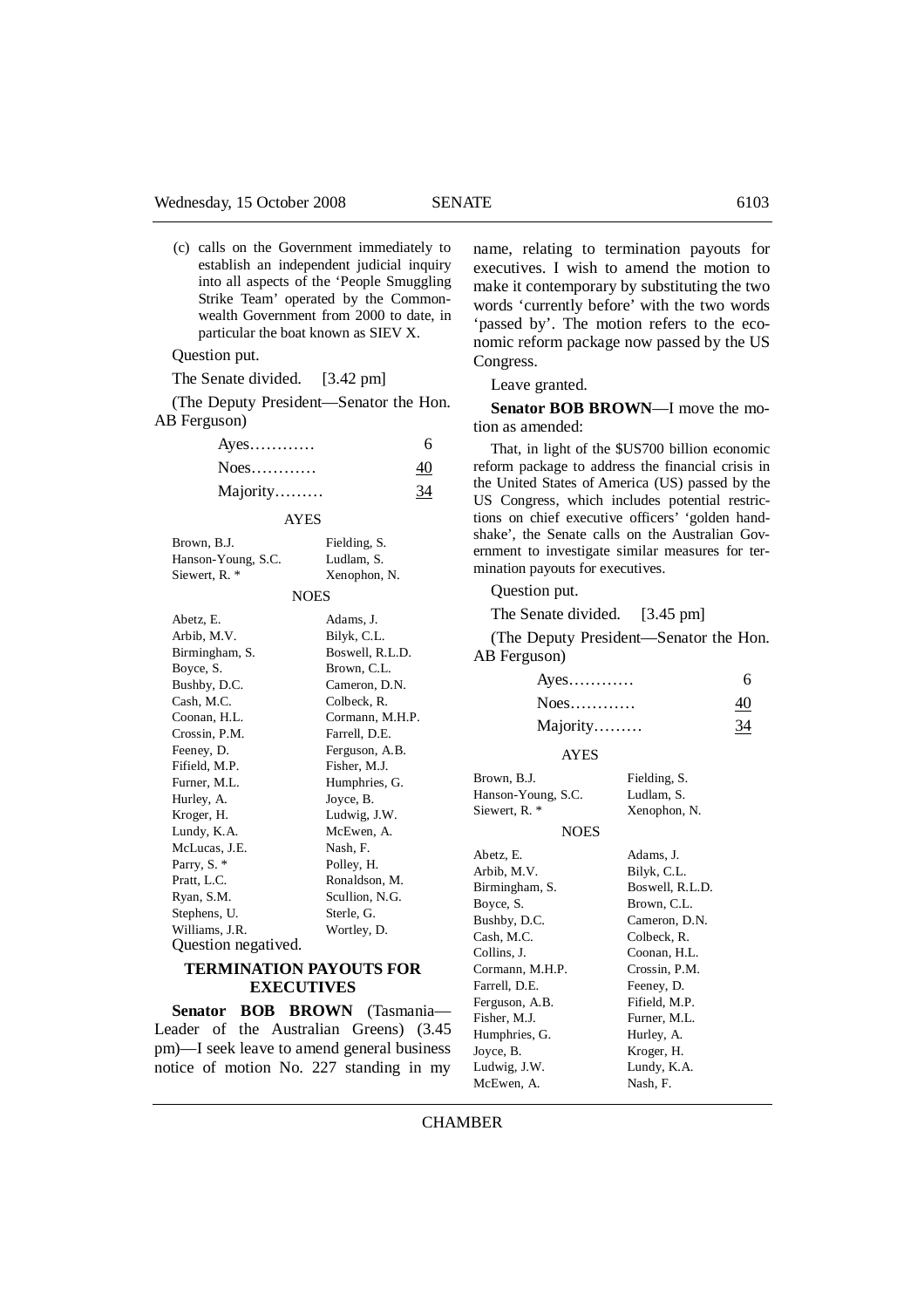(c) calls on the Government immediately to establish an independent judicial inquiry into all aspects of the 'People Smuggling Strike Team' operated by the Commonwealth Government from 2000 to date, in particular the boat known as SIEV X.

Question put.

The Senate divided. [3.42 pm]

(The Deputy President—Senator the Hon. AB Ferguson)

| | |
|---|---|
| Ayes………… | 6 |
| Noes………… | 40 |
| Majority……… | 34 |

AYES

| | |
|---|---|
| Brown, B.J. | Fielding, S. |
| Hanson-Young, S.C. | Ludlam, S. |
| Siewert, R. * | Xenophon, N. |

NOES

| | |
|---|---|
| Abetz, E. | Adams, J. |
| Arbib, M.V. | Bilyk, C.L. |
| Birmingham, S. | Boswell, R.L.D. |
| Boyce, S. | Brown, C.L. |
| Bushby, D.C. | Cameron, D.N. |
| Cash, M.C. | Colbeck, R. |
| Coonan, H.L. | Cormann, M.H.P. |
| Crossin, P.M. | Farrell, D.E. |
| Feeney, D. | Ferguson, A.B. |
| Fifield, M.P. | Fisher, M.J. |
| Furner, M.L. | Humphries, G. |
| Hurley, A. | Joyce, B. |
| Kroger, H. | Ludwig, J.W. |
| Lundy, K.A. | McEwen, A. |
| McLucas, J.E. | Nash, F. |
| Parry, S. * | Polley, H. |
| Pratt, L.C. | Ronaldson, M. |
| Ryan, S.M. | Scullion, N.G. |
| Stephens, U. | Sterle, G. |
| Williams, J.R. | Wortley, D. |

Question negatived.

## TERMINATION PAYOUTS FOR EXECUTIVES

**Senator BOB BROWN** (Tasmania—Leader of the Australian Greens) (3.45 pm)—I seek leave to amend general business notice of motion No. 227 standing in my name, relating to termination payouts for executives. I wish to amend the motion to make it contemporary by substituting the two words 'currently before' with the two words 'passed by'. The motion refers to the economic reform package now passed by the US Congress.

Leave granted.

**Senator BOB BROWN**—I move the motion as amended:

That, in light of the $US700 billion economic reform package to address the financial crisis in the United States of America (US) passed by the US Congress, which includes potential restrictions on chief executive officers' 'golden handshake', the Senate calls on the Australian Government to investigate similar measures for termination payouts for executives.

Question put.

The Senate divided. [3.45 pm]

(The Deputy President—Senator the Hon. AB Ferguson)

| | |
|---|---|
| Ayes………… | 6 |
| Noes………… | 40 |
| Majority……… | 34 |

AYES

| | |
|---|---|
| Brown, B.J. | Fielding, S. |
| Hanson-Young, S.C. | Ludlam, S. |
| Siewert, R. * | Xenophon, N. |

NOES

| | |
|---|---|
| Abetz, E. | Adams, J. |
| Arbib, M.V. | Bilyk, C.L. |
| Birmingham, S. | Boswell, R.L.D. |
| Boyce, S. | Brown, C.L. |
| Bushby, D.C. | Cameron, D.N. |
| Cash, M.C. | Colbeck, R. |
| Collins, J. | Coonan, H.L. |
| Cormann, M.H.P. | Crossin, P.M. |
| Farrell, D.E. | Feeney, D. |
| Ferguson, A.B. | Fifield, M.P. |
| Fisher, M.J. | Furner, M.L. |
| Humphries, G. | Hurley, A. |
| Joyce, B. | Kroger, H. |
| Ludwig, J.W. | Lundy, K.A. |
| McEwen, A. | Nash, F. |